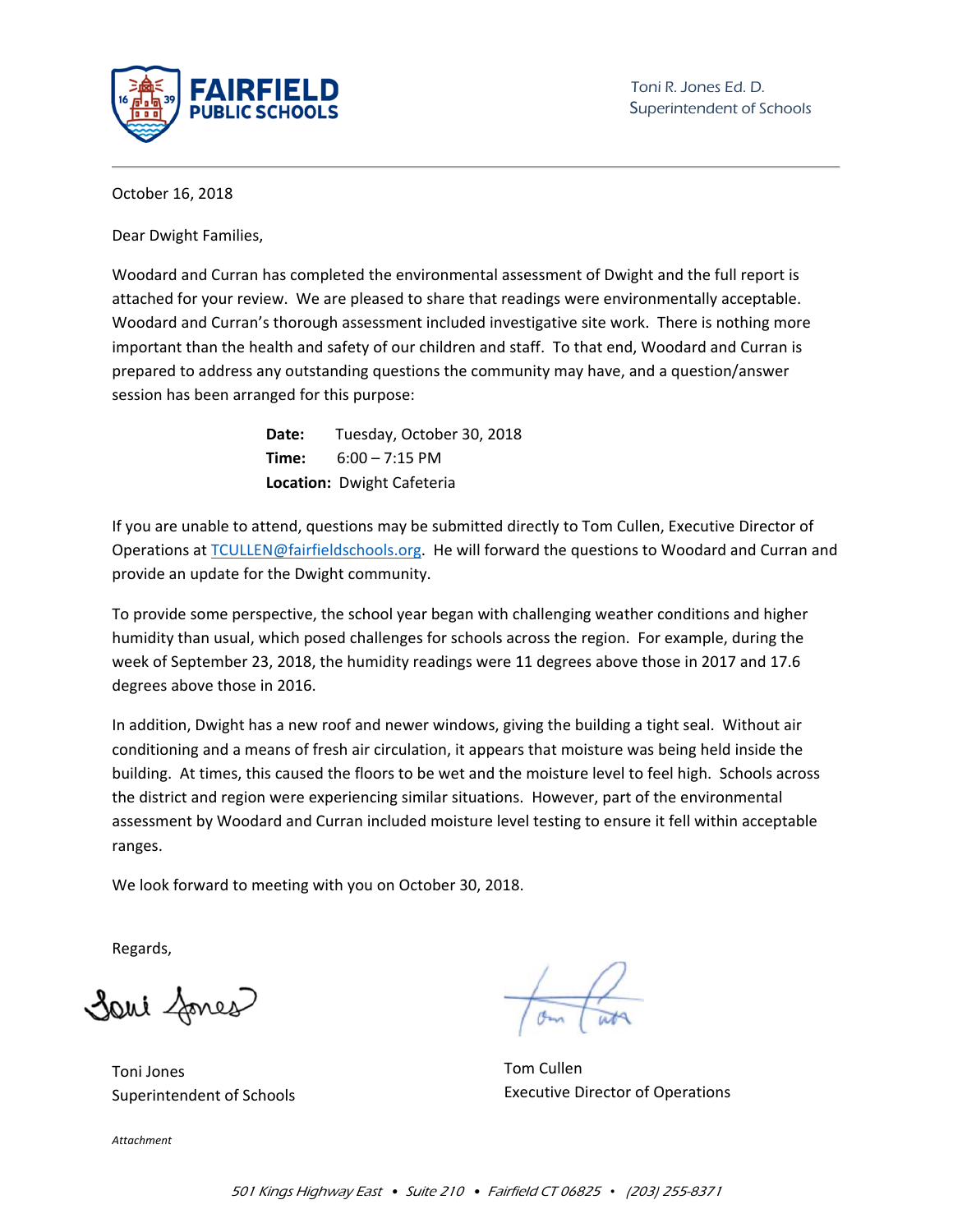FAIRFIELD PUBLIC SCHOOLS

Toni R. Jones Ed. D.
Superintendent of Schools

October 16, 2018

Dear Dwight Families,

Woodard and Curran has completed the environmental assessment of Dwight and the full report is attached for your review. We are pleased to share that readings were environmentally acceptable. Woodard and Curran's thorough assessment included investigative site work. There is nothing more important than the health and safety of our children and staff. To that end, Woodard and Curran is prepared to address any outstanding questions the community may have, and a question/answer session has been arranged for this purpose:

**Date:** Tuesday, October 30, 2018
**Time:** 6:00 – 7:15 PM
**Location:** Dwight Cafeteria

If you are unable to attend, questions may be submitted directly to Tom Cullen, Executive Director of Operations at TCULLEN@fairfieldschools.org. He will forward the questions to Woodard and Curran and provide an update for the Dwight community.

To provide some perspective, the school year began with challenging weather conditions and higher humidity than usual, which posed challenges for schools across the region. For example, during the week of September 23, 2018, the humidity readings were 11 degrees above those in 2017 and 17.6 degrees above those in 2016.

In addition, Dwight has a new roof and newer windows, giving the building a tight seal. Without air conditioning and a means of fresh air circulation, it appears that moisture was being held inside the building. At times, this caused the floors to be wet and the moisture level to feel high. Schools across the district and region were experiencing similar situations. However, part of the environmental assessment by Woodard and Curran included moisture level testing to ensure it fell within acceptable ranges.

We look forward to meeting with you on October 30, 2018.

Regards,

Toni Jones
Superintendent of Schools

Tom Cullen
Executive Director of Operations

*Attachment*

*501 Kings Highway East • Suite 210 • Fairfield CT 06825 • (203) 255-8371*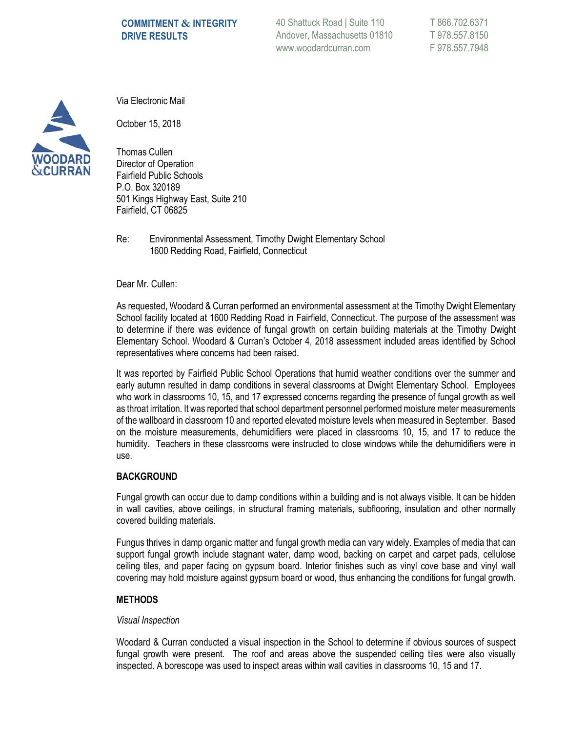COMMITMENT & INTEGRITY DRIVE RESULTS

40 Shattuck Road | Suite 110
Andover, Massachusetts 01810
www.woodardcurran.com

T 866.702.6371
T 978.557.8150
F 978.557.7948

Via Electronic Mail

October 15, 2018

Thomas Cullen
Director of Operation
Fairfield Public Schools
P.O. Box 320189
501 Kings Highway East, Suite 210
Fairfield, CT 06825

Re: Environmental Assessment, Timothy Dwight Elementary School
1600 Redding Road, Fairfield, Connecticut

Dear Mr. Cullen:

As requested, Woodard & Curran performed an environmental assessment at the Timothy Dwight Elementary School facility located at 1600 Redding Road in Fairfield, Connecticut. The purpose of the assessment was to determine if there was evidence of fungal growth on certain building materials at the Timothy Dwight Elementary School. Woodard & Curran's October 4, 2018 assessment included areas identified by School representatives where concerns had been raised.

It was reported by Fairfield Public School Operations that humid weather conditions over the summer and early autumn resulted in damp conditions in several classrooms at Dwight Elementary School. Employees who work in classrooms 10, 15, and 17 expressed concerns regarding the presence of fungal growth as well as throat irritation. It was reported that school department personnel performed moisture meter measurements of the wallboard in classroom 10 and reported elevated moisture levels when measured in September. Based on the moisture measurements, dehumidifiers were placed in classrooms 10, 15, and 17 to reduce the humidity. Teachers in these classrooms were instructed to close windows while the dehumidifiers were in use.

## BACKGROUND

Fungal growth can occur due to damp conditions within a building and is not always visible. It can be hidden in wall cavities, above ceilings, in structural framing materials, subflooring, insulation and other normally covered building materials.

Fungus thrives in damp organic matter and fungal growth media can vary widely. Examples of media that can support fungal growth include stagnant water, damp wood, backing on carpet and carpet pads, cellulose ceiling tiles, and paper facing on gypsum board. Interior finishes such as vinyl cove base and vinyl wall covering may hold moisture against gypsum board or wood, thus enhancing the conditions for fungal growth.

## METHODS

*Visual Inspection*

Woodard & Curran conducted a visual inspection in the School to determine if obvious sources of suspect fungal growth were present. The roof and areas above the suspended ceiling tiles were also visually inspected. A borescope was used to inspect areas within wall cavities in classrooms 10, 15 and 17.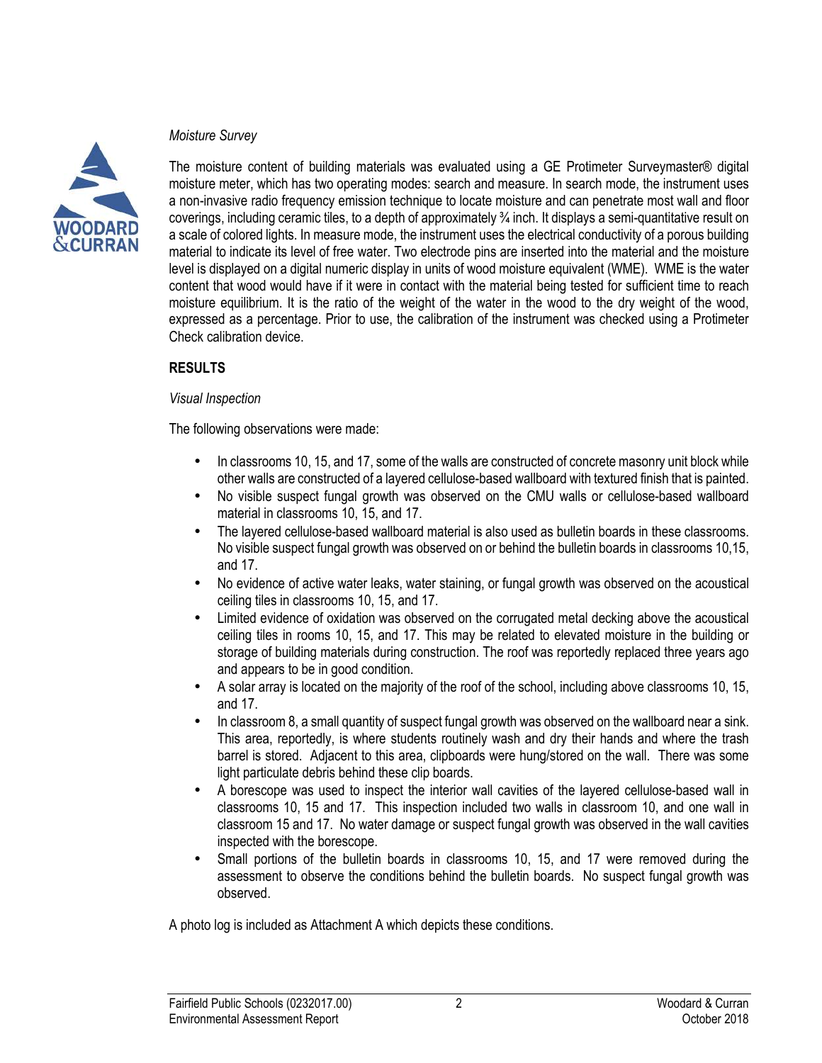*Moisture Survey*

The moisture content of building materials was evaluated using a GE Protimeter Surveymaster® digital moisture meter, which has two operating modes: search and measure. In search mode, the instrument uses a non-invasive radio frequency emission technique to locate moisture and can penetrate most wall and floor coverings, including ceramic tiles, to a depth of approximately ¾ inch. It displays a semi-quantitative result on a scale of colored lights. In measure mode, the instrument uses the electrical conductivity of a porous building material to indicate its level of free water. Two electrode pins are inserted into the material and the moisture level is displayed on a digital numeric display in units of wood moisture equivalent (WME). WME is the water content that wood would have if it were in contact with the material being tested for sufficient time to reach moisture equilibrium. It is the ratio of the weight of the water in the wood to the dry weight of the wood, expressed as a percentage. Prior to use, the calibration of the instrument was checked using a Protimeter Check calibration device.

**RESULTS**

*Visual Inspection*

The following observations were made:

- In classrooms 10, 15, and 17, some of the walls are constructed of concrete masonry unit block while other walls are constructed of a layered cellulose-based wallboard with textured finish that is painted.
- No visible suspect fungal growth was observed on the CMU walls or cellulose-based wallboard material in classrooms 10, 15, and 17.
- The layered cellulose-based wallboard material is also used as bulletin boards in these classrooms. No visible suspect fungal growth was observed on or behind the bulletin boards in classrooms 10,15, and 17.
- No evidence of active water leaks, water staining, or fungal growth was observed on the acoustical ceiling tiles in classrooms 10, 15, and 17.
- Limited evidence of oxidation was observed on the corrugated metal decking above the acoustical ceiling tiles in rooms 10, 15, and 17. This may be related to elevated moisture in the building or storage of building materials during construction. The roof was reportedly replaced three years ago and appears to be in good condition.
- A solar array is located on the majority of the roof of the school, including above classrooms 10, 15, and 17.
- In classroom 8, a small quantity of suspect fungal growth was observed on the wallboard near a sink. This area, reportedly, is where students routinely wash and dry their hands and where the trash barrel is stored. Adjacent to this area, clipboards were hung/stored on the wall. There was some light particulate debris behind these clip boards.
- A borescope was used to inspect the interior wall cavities of the layered cellulose-based wall in classrooms 10, 15 and 17. This inspection included two walls in classroom 10, and one wall in classroom 15 and 17. No water damage or suspect fungal growth was observed in the wall cavities inspected with the borescope.
- Small portions of the bulletin boards in classrooms 10, 15, and 17 were removed during the assessment to observe the conditions behind the bulletin boards. No suspect fungal growth was observed.

A photo log is included as Attachment A which depicts these conditions.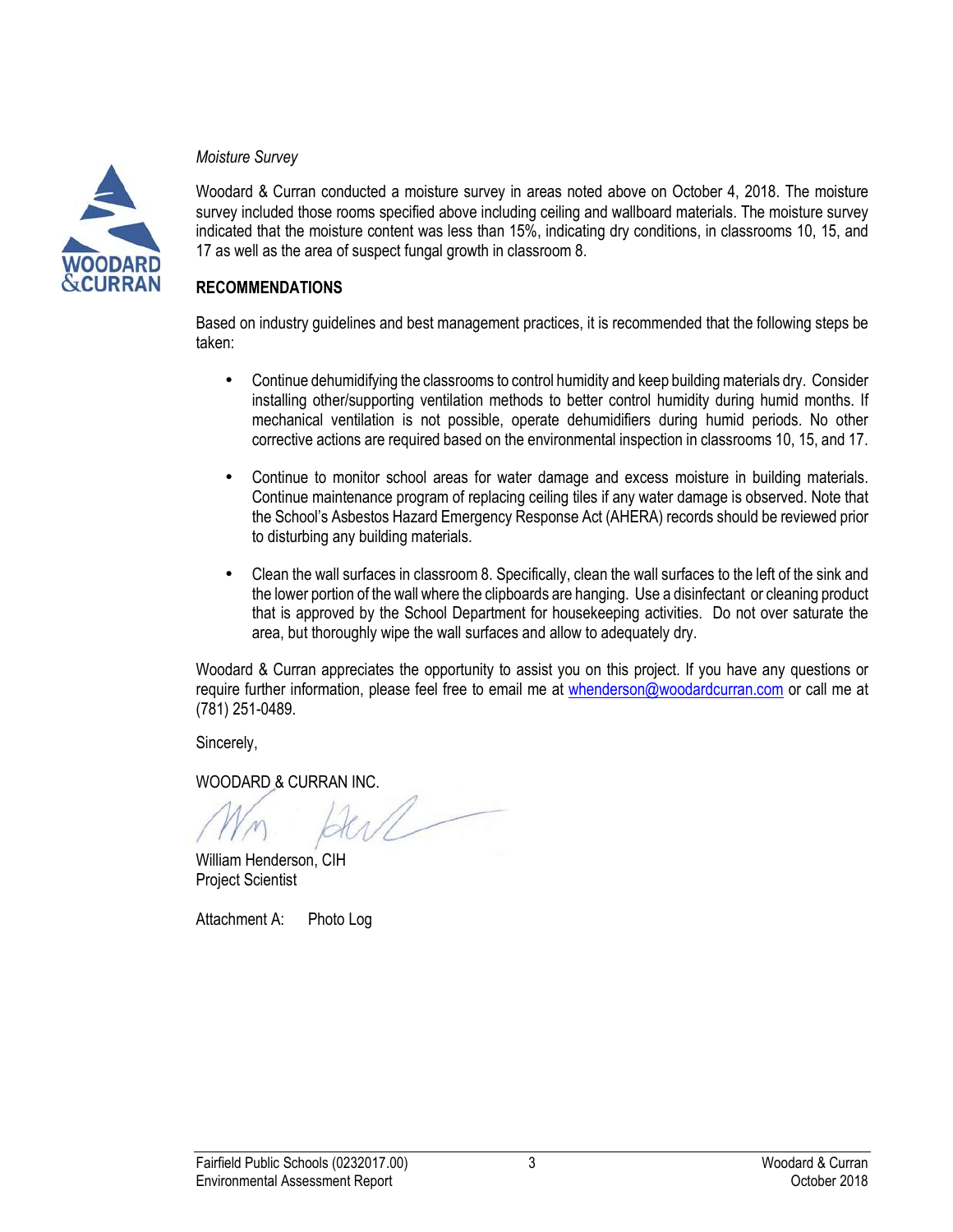*Moisture Survey*

Woodard & Curran conducted a moisture survey in areas noted above on October 4, 2018. The moisture survey included those rooms specified above including ceiling and wallboard materials. The moisture survey indicated that the moisture content was less than 15%, indicating dry conditions, in classrooms 10, 15, and 17 as well as the area of suspect fungal growth in classroom 8.

## RECOMMENDATIONS

Based on industry guidelines and best management practices, it is recommended that the following steps be taken:

- Continue dehumidifying the classrooms to control humidity and keep building materials dry. Consider installing other/supporting ventilation methods to better control humidity during humid months. If mechanical ventilation is not possible, operate dehumidifiers during humid periods. No other corrective actions are required based on the environmental inspection in classrooms 10, 15, and 17.

- Continue to monitor school areas for water damage and excess moisture in building materials. Continue maintenance program of replacing ceiling tiles if any water damage is observed. Note that the School's Asbestos Hazard Emergency Response Act (AHERA) records should be reviewed prior to disturbing any building materials.

- Clean the wall surfaces in classroom 8. Specifically, clean the wall surfaces to the left of the sink and the lower portion of the wall where the clipboards are hanging. Use a disinfectant or cleaning product that is approved by the School Department for housekeeping activities. Do not over saturate the area, but thoroughly wipe the wall surfaces and allow to adequately dry.

Woodard & Curran appreciates the opportunity to assist you on this project. If you have any questions or require further information, please feel free to email me at whenderson@woodardcurran.com or call me at (781) 251-0489.

Sincerely,

WOODARD & CURRAN INC.

William Henderson, CIH
Project Scientist

Attachment A: Photo Log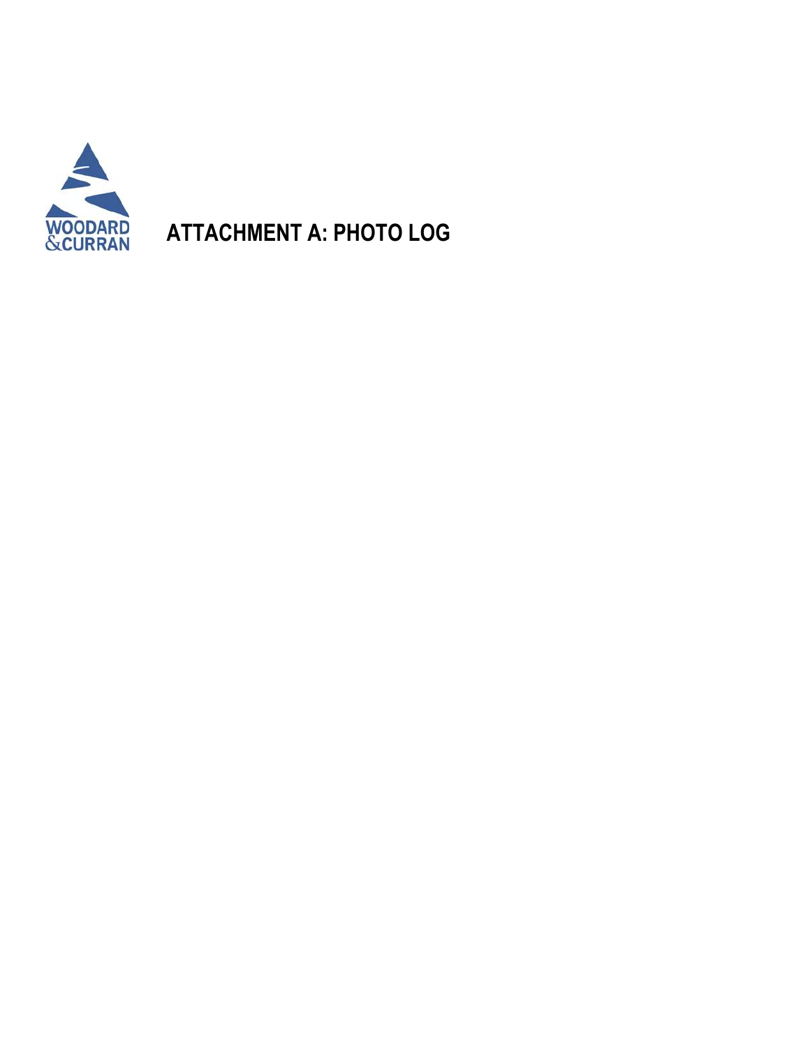WOODARD
&CURRAN

# ATTACHMENT A: PHOTO LOG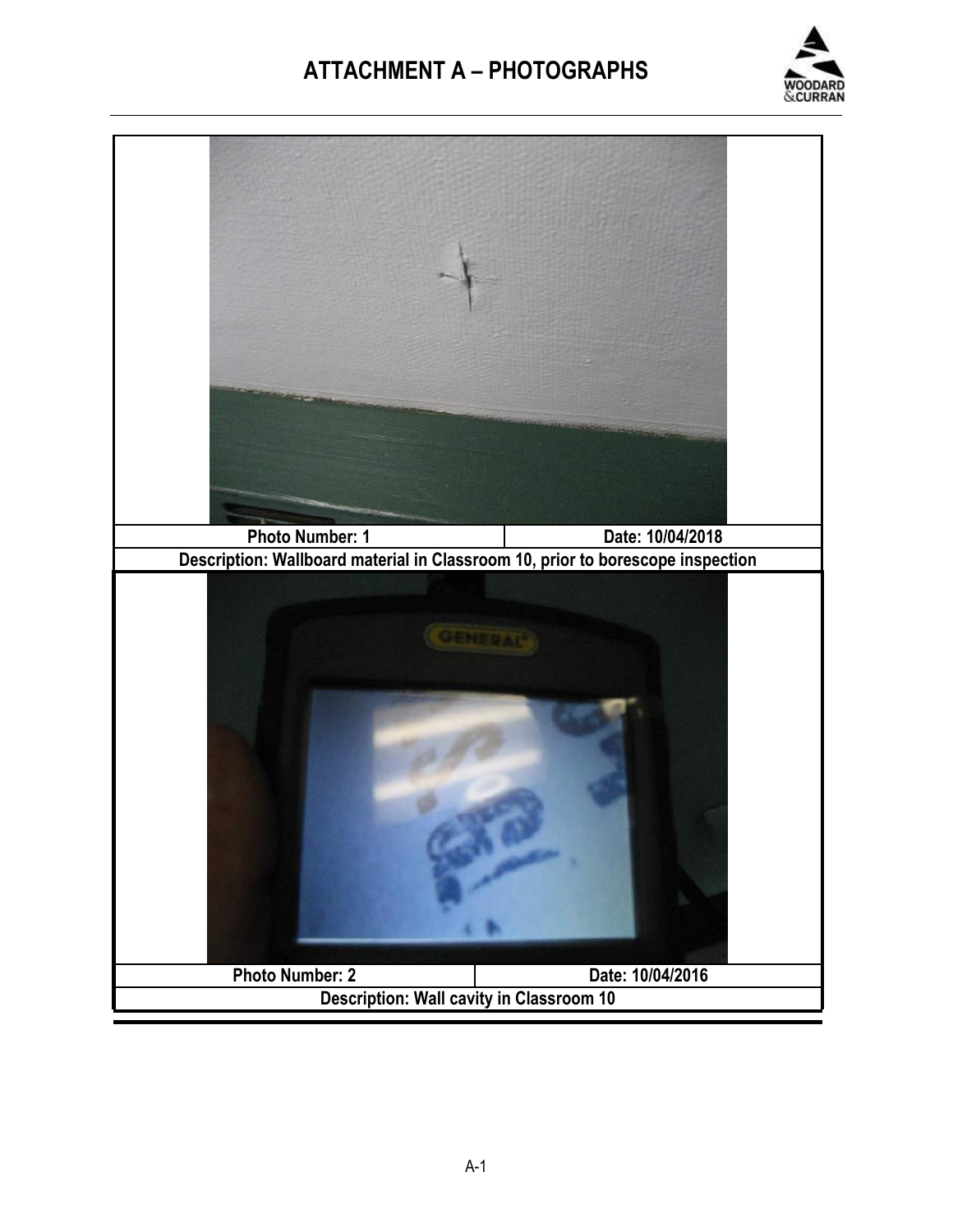# ATTACHMENT A – PHOTOGRAPHS

| Photo Number: 1 | Date: 10/04/2018 |
| --- | --- |
| Description: Wallboard material in Classroom 10, prior to borescope inspection | |

| Photo Number: 2 | Date: 10/04/2016 |
| --- | --- |
| Description: Wall cavity in Classroom 10 | |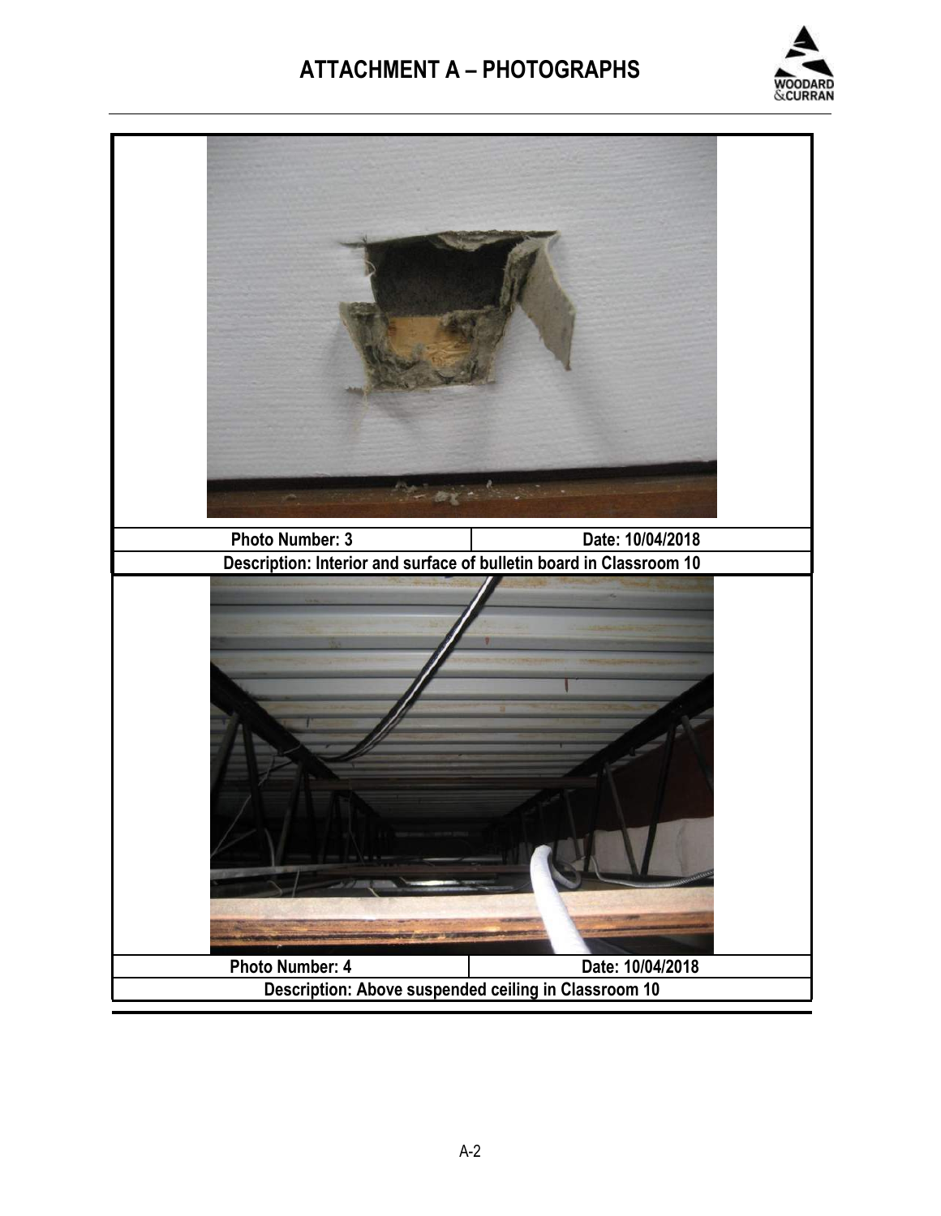# ATTACHMENT A – PHOTOGRAPHS

| Photo Number: 3 | Date: 10/04/2018 |
| --- | --- |
| Description: Interior and surface of bulletin board in Classroom 10 | |

| Photo Number: 4 | Date: 10/04/2018 |
| --- | --- |
| Description: Above suspended ceiling in Classroom 10 | |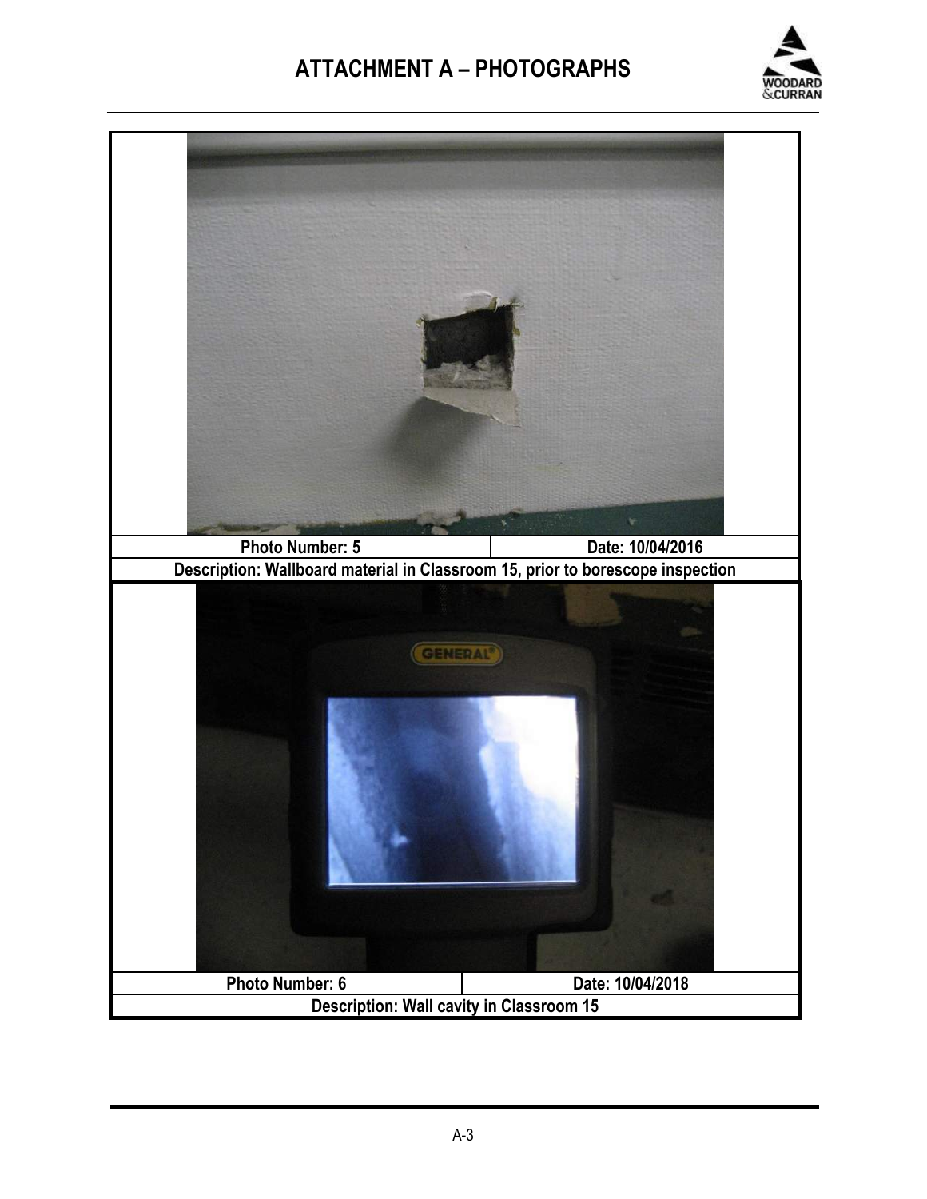# ATTACHMENT A – PHOTOGRAPHS

| Photo Number: 5 | Date: 10/04/2016 |
| --- | --- |
| Description: Wallboard material in Classroom 15, prior to borescope inspection | |

| Photo Number: 6 | Date: 10/04/2018 |
| --- | --- |
| Description: Wall cavity in Classroom 15 | |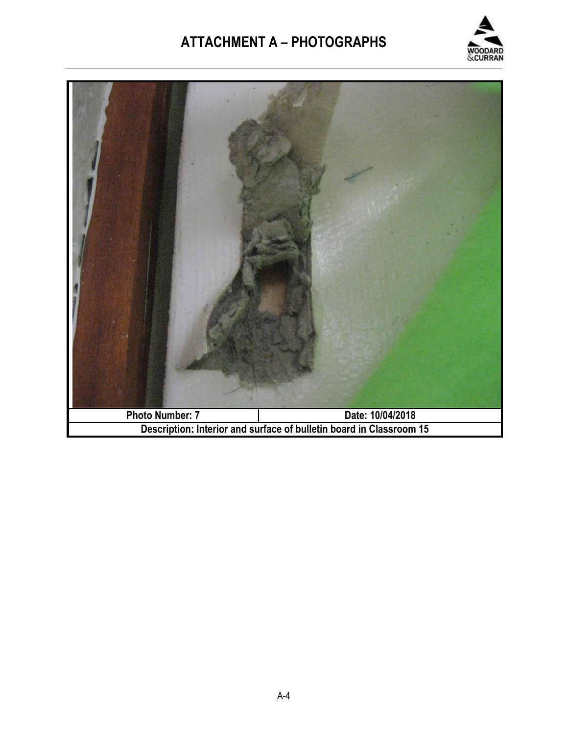# ATTACHMENT A – PHOTOGRAPHS

| Photo Number: 7 | Date: 10/04/2018 |
|---|---|
| Description: Interior and surface of bulletin board in Classroom 15 | |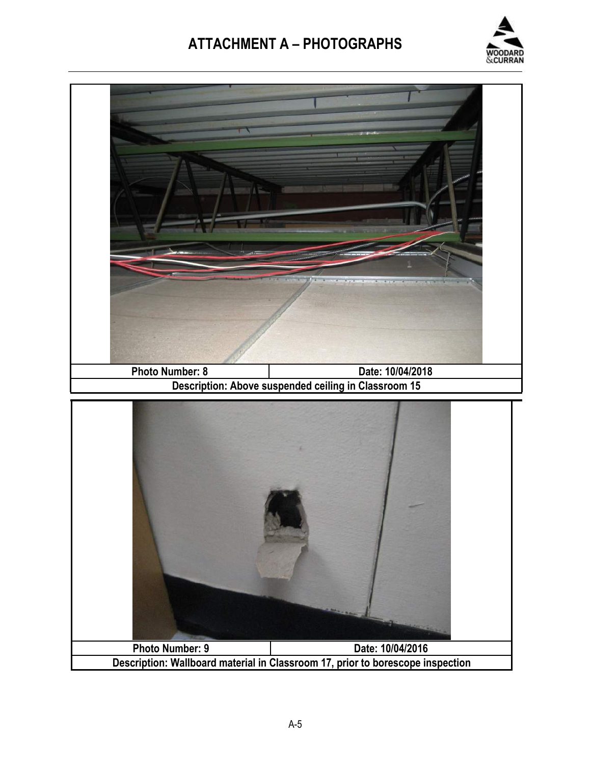# ATTACHMENT A – PHOTOGRAPHS

| Photo Number: 8 | Date: 10/04/2018 |
| --- | --- |
| Description: Above suspended ceiling in Classroom 15 | |

| Photo Number: 9 | Date: 10/04/2016 |
| --- | --- |
| Description: Wallboard material in Classroom 17, prior to borescope inspection | |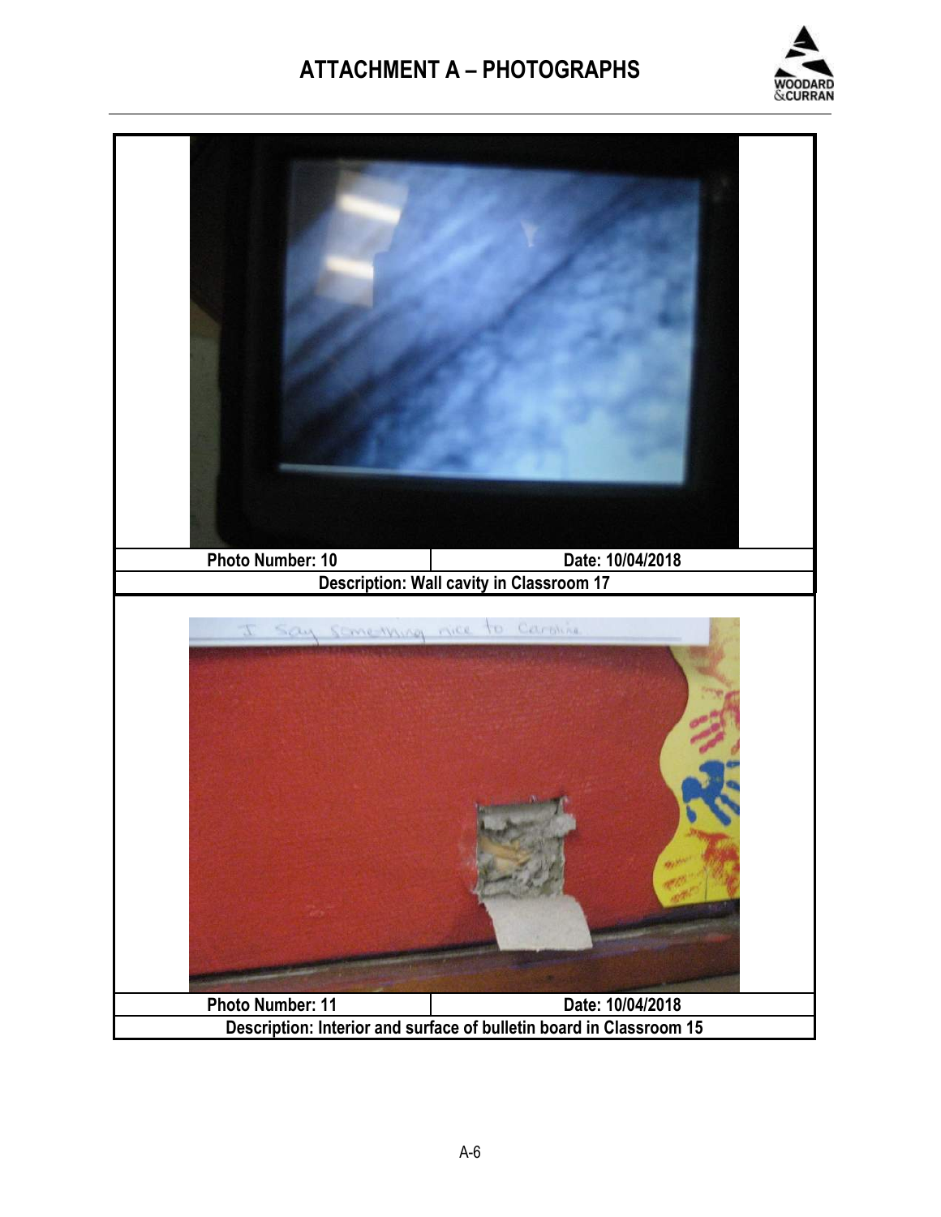# ATTACHMENT A – PHOTOGRAPHS

| Photo Number: 10 | Date: 10/04/2018 |
| --- | --- |
| Description: Wall cavity in Classroom 17 | |

| Photo Number: 11 | Date: 10/04/2018 |
| --- | --- |
| Description: Interior and surface of bulletin board in Classroom 15 | |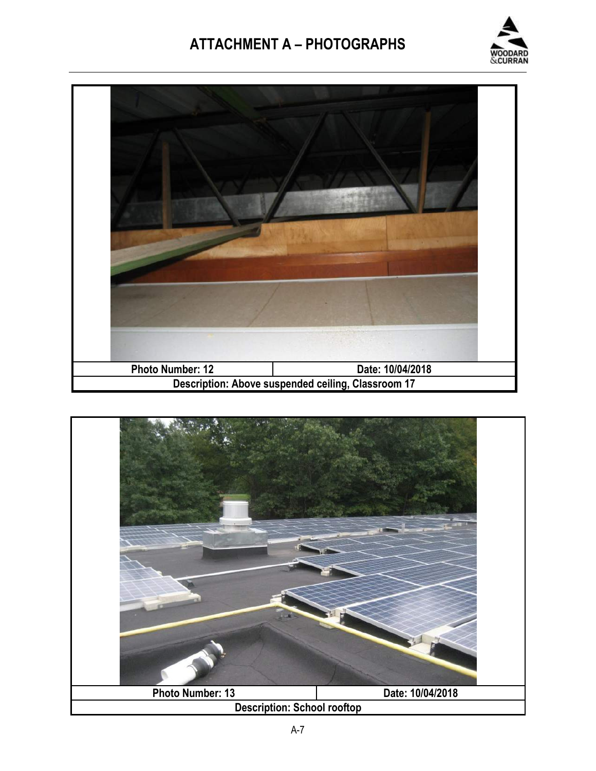# ATTACHMENT A – PHOTOGRAPHS

| Photo Number: 12 | Date: 10/04/2018 |
| --- | --- |
| Description: Above suspended ceiling, Classroom 17 | |

| Photo Number: 13 | Date: 10/04/2018 |
| --- | --- |
| Description: School rooftop | |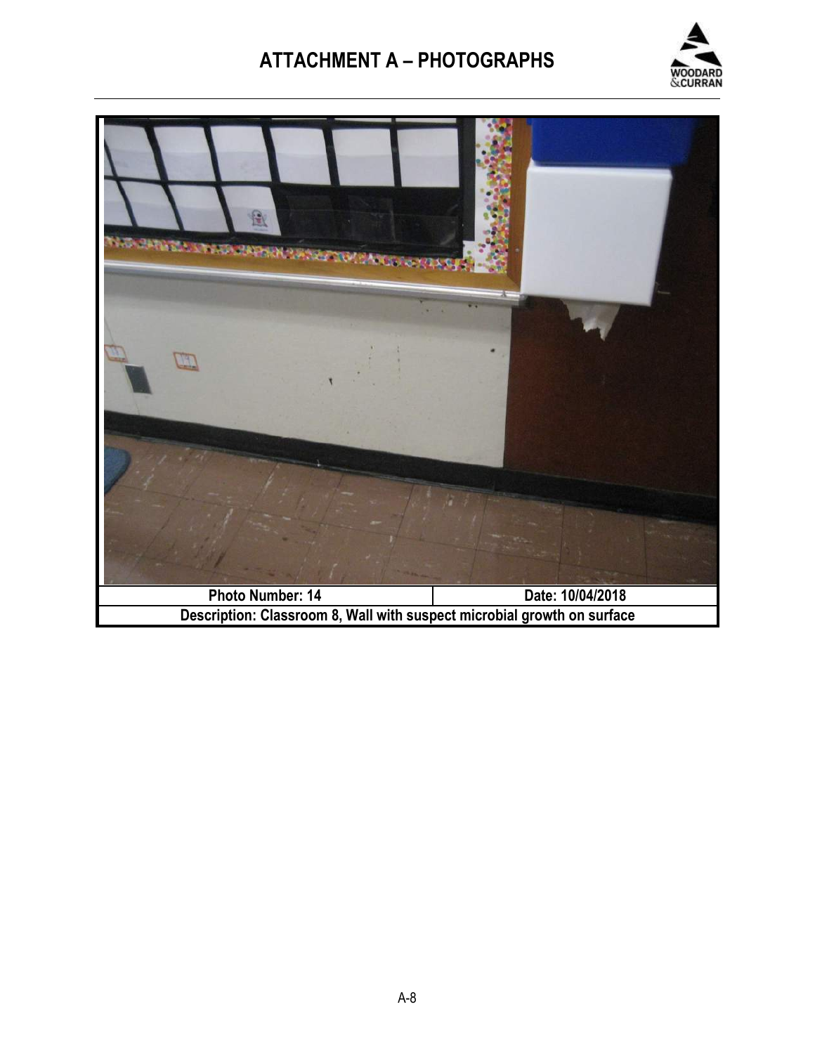# ATTACHMENT A – PHOTOGRAPHS

| Photo Number: 14 | Date: 10/04/2018 |
|---|---|
| Description: Classroom 8, Wall with suspect microbial growth on surface | |